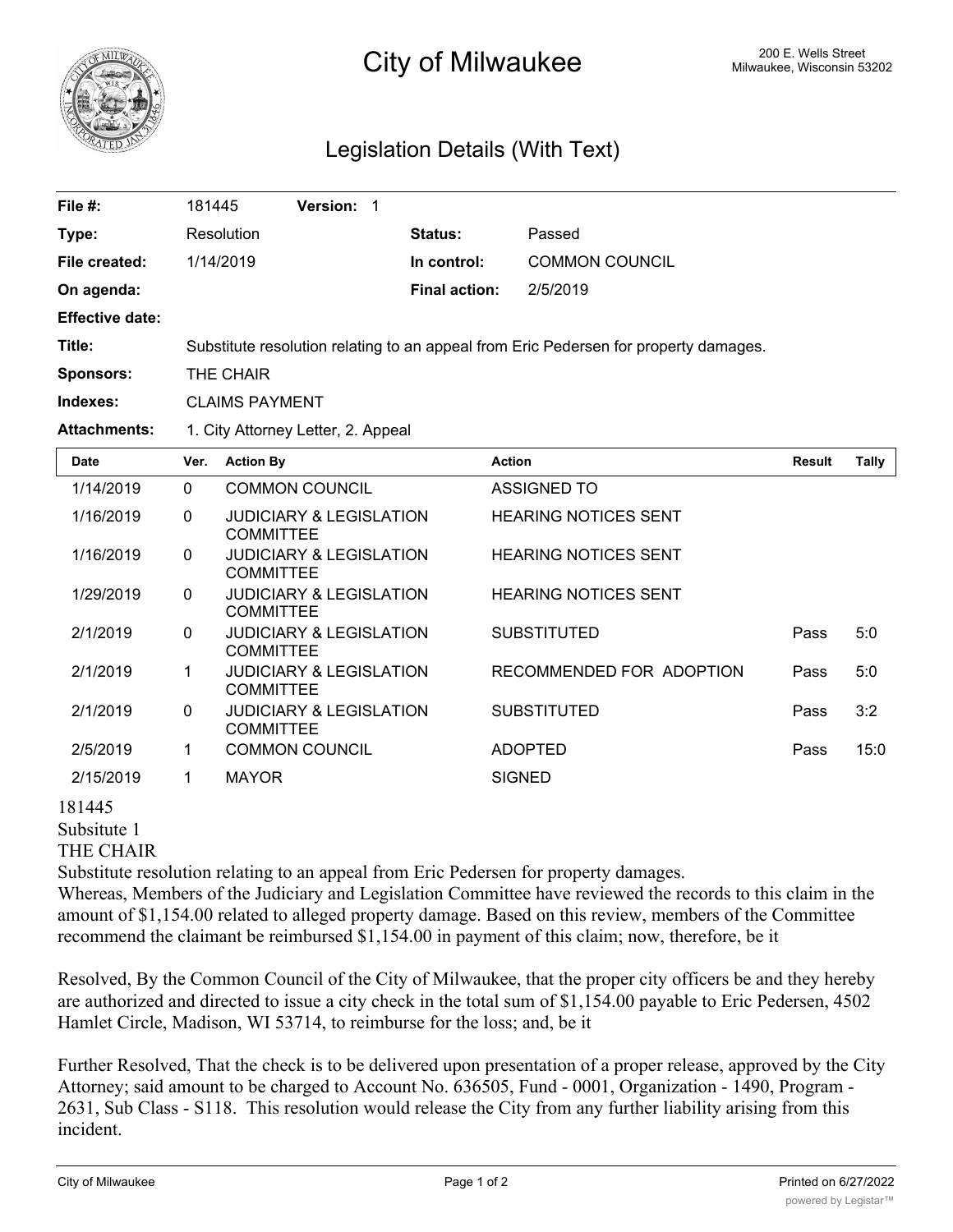# City of Milwaukee

200 E. Wells Street
Milwaukee, Wisconsin 53202

## Legislation Details (With Text)

| | | | |
|---|---|---|---|
| **File #:** | 181445 **Version:** 1 | | |
| **Type:** | Resolution | **Status:** | Passed |
| **File created:** | 1/14/2019 | **In control:** | COMMON COUNCIL |
| **On agenda:** | | **Final action:** | 2/5/2019 |
| **Effective date:** | | | |
| **Title:** | Substitute resolution relating to an appeal from Eric Pedersen for property damages. | | |
| **Sponsors:** | THE CHAIR | | |
| **Indexes:** | CLAIMS PAYMENT | | |
| **Attachments:** | 1. City Attorney Letter, 2. Appeal | | |

| Date | Ver. | Action By | Action | Result | Tally |
|---|---|---|---|---|---|
| 1/14/2019 | 0 | COMMON COUNCIL | ASSIGNED TO | | |
| 1/16/2019 | 0 | JUDICIARY & LEGISLATION COMMITTEE | HEARING NOTICES SENT | | |
| 1/16/2019 | 0 | JUDICIARY & LEGISLATION COMMITTEE | HEARING NOTICES SENT | | |
| 1/29/2019 | 0 | JUDICIARY & LEGISLATION COMMITTEE | HEARING NOTICES SENT | | |
| 2/1/2019 | 0 | JUDICIARY & LEGISLATION COMMITTEE | SUBSTITUTED | Pass | 5:0 |
| 2/1/2019 | 1 | JUDICIARY & LEGISLATION COMMITTEE | RECOMMENDED FOR ADOPTION | Pass | 5:0 |
| 2/1/2019 | 0 | JUDICIARY & LEGISLATION COMMITTEE | SUBSTITUTED | Pass | 3:2 |
| 2/5/2019 | 1 | COMMON COUNCIL | ADOPTED | Pass | 15:0 |
| 2/15/2019 | 1 | MAYOR | SIGNED | | |

181445
Subsitute 1
THE CHAIR
Substitute resolution relating to an appeal from Eric Pedersen for property damages.
Whereas, Members of the Judiciary and Legislation Committee have reviewed the records to this claim in the amount of $1,154.00 related to alleged property damage. Based on this review, members of the Committee recommend the claimant be reimbursed $1,154.00 in payment of this claim; now, therefore, be it

Resolved, By the Common Council of the City of Milwaukee, that the proper city officers be and they hereby are authorized and directed to issue a city check in the total sum of $1,154.00 payable to Eric Pedersen, 4502 Hamlet Circle, Madison, WI 53714, to reimburse for the loss; and, be it

Further Resolved, That the check is to be delivered upon presentation of a proper release, approved by the City Attorney; said amount to be charged to Account No. 636505, Fund - 0001, Organization - 1490, Program - 2631, Sub Class - S118. This resolution would release the City from any further liability arising from this incident.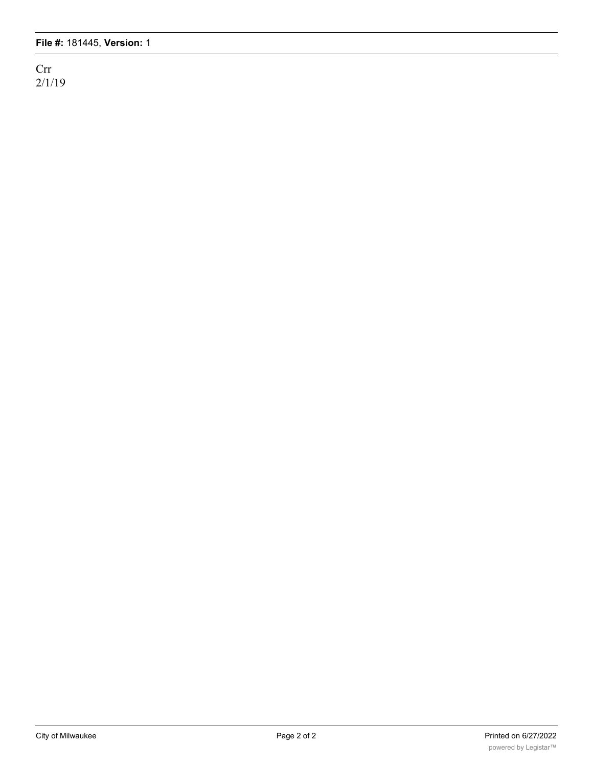Crr
2/1/19